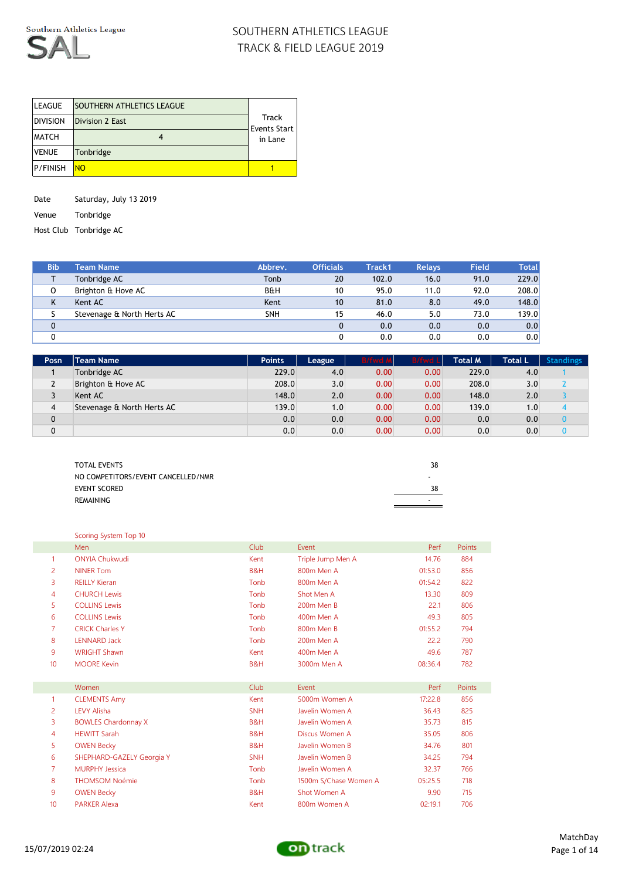Southern Athletics League

SAL

# SOUTHERN ATHLETICS LEAGUE
# TRACK & FIELD LEAGUE 2019

| | | |
|---|---|---|
| LEAGUE | SOUTHERN ATHLETICS LEAGUE | Track Events Start in Lane |
| DIVISION | Division 2 East | |
| MATCH | 4 | |
| VENUE | Tonbridge | |
| P/FINISH | NO | 1 |

Date Saturday, July 13 2019

Venue Tonbridge

Host Club Tonbridge AC

| Bib | Team Name | Abbrev. | Officials | Track1 | Relays | Field | Total |
|---|---|---|---|---|---|---|---|
| T | Tonbridge AC | Tonb | 20 | 102.0 | 16.0 | 91.0 | 229.0 |
| O | Brighton & Hove AC | B&H | 10 | 95.0 | 11.0 | 92.0 | 208.0 |
| K | Kent AC | Kent | 10 | 81.0 | 8.0 | 49.0 | 148.0 |
| S | Stevenage & North Herts AC | SNH | 15 | 46.0 | 5.0 | 73.0 | 139.0 |
| 0 | | | 0 | 0.0 | 0.0 | 0.0 | 0.0 |
| 0 | | | 0 | 0.0 | 0.0 | 0.0 | 0.0 |

| Posn | Team Name | Points | League | B/fwd M | B/fwd L | Total M | Total L | Standings |
|---|---|---|---|---|---|---|---|---|
| 1 | Tonbridge AC | 229.0 | 4.0 | 0.00 | 0.00 | 229.0 | 4.0 | 1 |
| 2 | Brighton & Hove AC | 208.0 | 3.0 | 0.00 | 0.00 | 208.0 | 3.0 | 2 |
| 3 | Kent AC | 148.0 | 2.0 | 0.00 | 0.00 | 148.0 | 2.0 | 3 |
| 4 | Stevenage & North Herts AC | 139.0 | 1.0 | 0.00 | 0.00 | 139.0 | 1.0 | 4 |
| 0 | | 0.0 | 0.0 | 0.00 | 0.00 | 0.0 | 0.0 | 0 |
| 0 | | 0.0 | 0.0 | 0.00 | 0.00 | 0.0 | 0.0 | 0 |

| | |
|---|---|
| TOTAL EVENTS | 38 |
| NO COMPETITORS/EVENT CANCELLED/NMR | - |
| EVENT SCORED | 38 |
| REMAINING | - |

Scoring System Top 10

| | Men | Club | Event | Perf | Points |
|---|---|---|---|---|---|
| 1 | ONYIA Chukwudi | Kent | Triple Jump Men A | 14.76 | 884 |
| 2 | NINER Tom | B&H | 800m Men A | 01:53.0 | 856 |
| 3 | REILLY Kieran | Tonb | 800m Men A | 01:54.2 | 822 |
| 4 | CHURCH Lewis | Tonb | Shot Men A | 13.30 | 809 |
| 5 | COLLINS Lewis | Tonb | 200m Men B | 22.1 | 806 |
| 6 | COLLINS Lewis | Tonb | 400m Men A | 49.3 | 805 |
| 7 | CRICK Charles Y | Tonb | 800m Men B | 01:55.2 | 794 |
| 8 | LENNARD Jack | Tonb | 200m Men A | 22.2 | 790 |
| 9 | WRIGHT Shawn | Kent | 400m Men A | 49.6 | 787 |
| 10 | MOORE Kevin | B&H | 3000m Men A | 08:36.4 | 782 |

| | Women | Club | Event | Perf | Points |
|---|---|---|---|---|---|
| 1 | CLEMENTS Amy | Kent | 5000m Women A | 17:22.8 | 856 |
| 2 | LEVY Alisha | SNH | Javelin Women A | 36.43 | 825 |
| 3 | BOWLES Chardonnay X | B&H | Javelin Women A | 35.73 | 815 |
| 4 | HEWITT Sarah | B&H | Discus Women A | 35.05 | 806 |
| 5 | OWEN Becky | B&H | Javelin Women B | 34.76 | 801 |
| 6 | SHEPHARD-GAZELY Georgia Y | SNH | Javelin Women B | 34.25 | 794 |
| 7 | MURPHY Jessica | Tonb | Javelin Women A | 32.37 | 766 |
| 8 | THOMSOM Noémie | Tonb | 1500m S/Chase Women A | 05:25.5 | 718 |
| 9 | OWEN Becky | B&H | Shot Women A | 9.90 | 715 |
| 10 | PARKER Alexa | Kent | 800m Women A | 02:19.1 | 706 |

15/07/2019 02:24

ontrack

MatchDay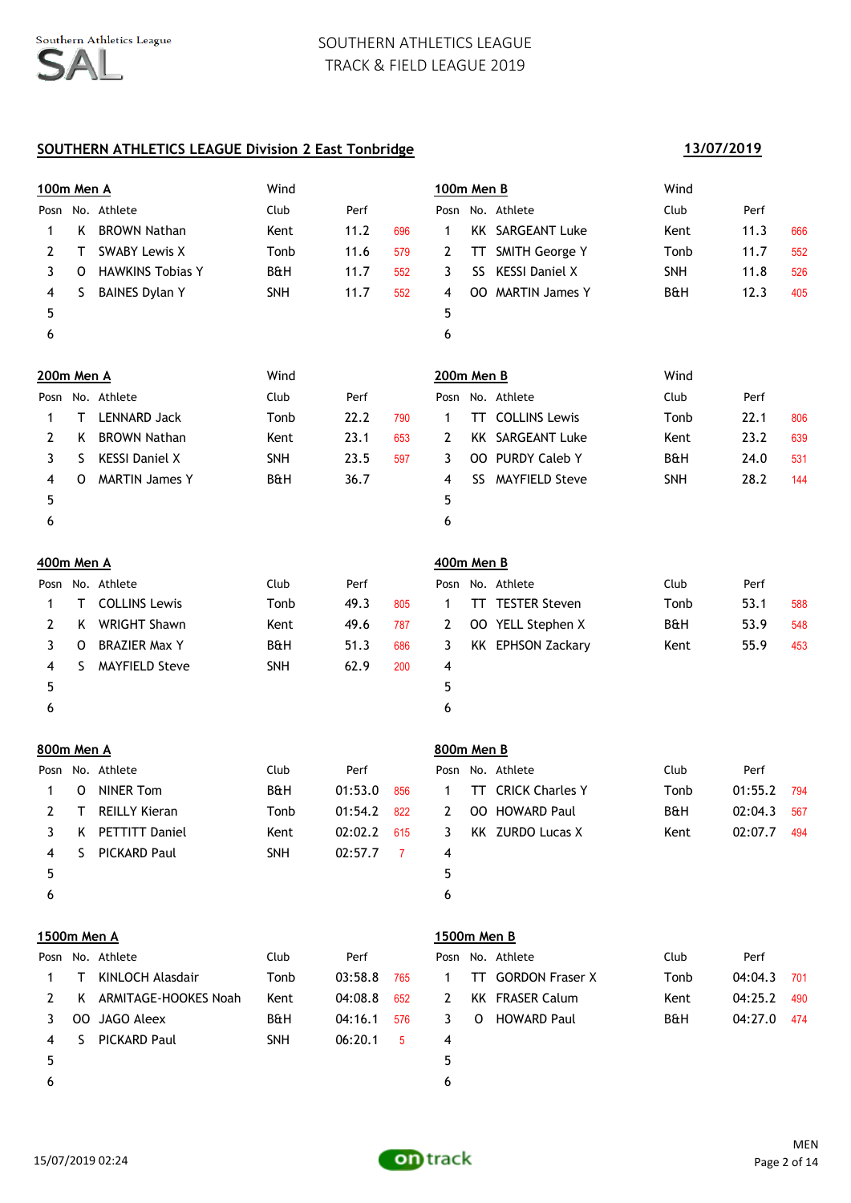# SOUTHERN ATHLETICS LEAGUE
## TRACK & FIELD LEAGUE 2019

**SOUTHERN ATHLETICS LEAGUE Division 2 East Tonbridge** — **13/07/2019**

### 100m Men A

Wind

| Posn | No. | Athlete | Club | Perf | |
|---|---|---|---|---|---|
| 1 | K | BROWN Nathan | Kent | 11.2 | 696 |
| 2 | T | SWABY Lewis X | Tonb | 11.6 | 579 |
| 3 | O | HAWKINS Tobias Y | B&H | 11.7 | 552 |
| 4 | S | BAINES Dylan Y | SNH | 11.7 | 552 |
| 5 | | | | | |
| 6 | | | | | |

### 100m Men B

Wind

| Posn | No. | Athlete | Club | Perf | |
|---|---|---|---|---|---|
| 1 | KK | SARGEANT Luke | Kent | 11.3 | 666 |
| 2 | TT | SMITH George Y | Tonb | 11.7 | 552 |
| 3 | SS | KESSI Daniel X | SNH | 11.8 | 526 |
| 4 | OO | MARTIN James Y | B&H | 12.3 | 405 |
| 5 | | | | | |
| 6 | | | | | |

### 200m Men A

Wind

| Posn | No. | Athlete | Club | Perf | |
|---|---|---|---|---|---|
| 1 | T | LENNARD Jack | Tonb | 22.2 | 790 |
| 2 | K | BROWN Nathan | Kent | 23.1 | 653 |
| 3 | S | KESSI Daniel X | SNH | 23.5 | 597 |
| 4 | O | MARTIN James Y | B&H | 36.7 | |
| 5 | | | | | |
| 6 | | | | | |

### 200m Men B

Wind

| Posn | No. | Athlete | Club | Perf | |
|---|---|---|---|---|---|
| 1 | TT | COLLINS Lewis | Tonb | 22.1 | 806 |
| 2 | KK | SARGEANT Luke | Kent | 23.2 | 639 |
| 3 | OO | PURDY Caleb Y | B&H | 24.0 | 531 |
| 4 | SS | MAYFIELD Steve | SNH | 28.2 | 144 |
| 5 | | | | | |
| 6 | | | | | |

### 400m Men A

| Posn | No. | Athlete | Club | Perf | |
|---|---|---|---|---|---|
| 1 | T | COLLINS Lewis | Tonb | 49.3 | 805 |
| 2 | K | WRIGHT Shawn | Kent | 49.6 | 787 |
| 3 | O | BRAZIER Max Y | B&H | 51.3 | 686 |
| 4 | S | MAYFIELD Steve | SNH | 62.9 | 200 |
| 5 | | | | | |
| 6 | | | | | |

### 400m Men B

| Posn | No. | Athlete | Club | Perf | |
|---|---|---|---|---|---|
| 1 | TT | TESTER Steven | Tonb | 53.1 | 588 |
| 2 | OO | YELL Stephen X | B&H | 53.9 | 548 |
| 3 | KK | EPHSON Zackary | Kent | 55.9 | 453 |
| 4 | | | | | |
| 5 | | | | | |
| 6 | | | | | |

### 800m Men A

| Posn | No. | Athlete | Club | Perf | |
|---|---|---|---|---|---|
| 1 | O | NINER Tom | B&H | 01:53.0 | 856 |
| 2 | T | REILLY Kieran | Tonb | 01:54.2 | 822 |
| 3 | K | PETTITT Daniel | Kent | 02:02.2 | 615 |
| 4 | S | PICKARD Paul | SNH | 02:57.7 | 7 |
| 5 | | | | | |
| 6 | | | | | |

### 800m Men B

| Posn | No. | Athlete | Club | Perf | |
|---|---|---|---|---|---|
| 1 | TT | CRICK Charles Y | Tonb | 01:55.2 | 794 |
| 2 | OO | HOWARD Paul | B&H | 02:04.3 | 567 |
| 3 | KK | ZURDO Lucas X | Kent | 02:07.7 | 494 |
| 4 | | | | | |
| 5 | | | | | |
| 6 | | | | | |

### 1500m Men A

| Posn | No. | Athlete | Club | Perf | |
|---|---|---|---|---|---|
| 1 | T | KINLOCH Alasdair | Tonb | 03:58.8 | 765 |
| 2 | K | ARMITAGE-HOOKES Noah | Kent | 04:08.8 | 652 |
| 3 | OO | JAGO Aleex | B&H | 04:16.1 | 576 |
| 4 | S | PICKARD Paul | SNH | 06:20.1 | 5 |
| 5 | | | | | |
| 6 | | | | | |

### 1500m Men B

| Posn | No. | Athlete | Club | Perf | |
|---|---|---|---|---|---|
| 1 | TT | GORDON Fraser X | Tonb | 04:04.3 | 701 |
| 2 | KK | FRASER Calum | Kent | 04:25.2 | 490 |
| 3 | O | HOWARD Paul | B&H | 04:27.0 | 474 |
| 4 | | | | | |
| 5 | | | | | |
| 6 | | | | | |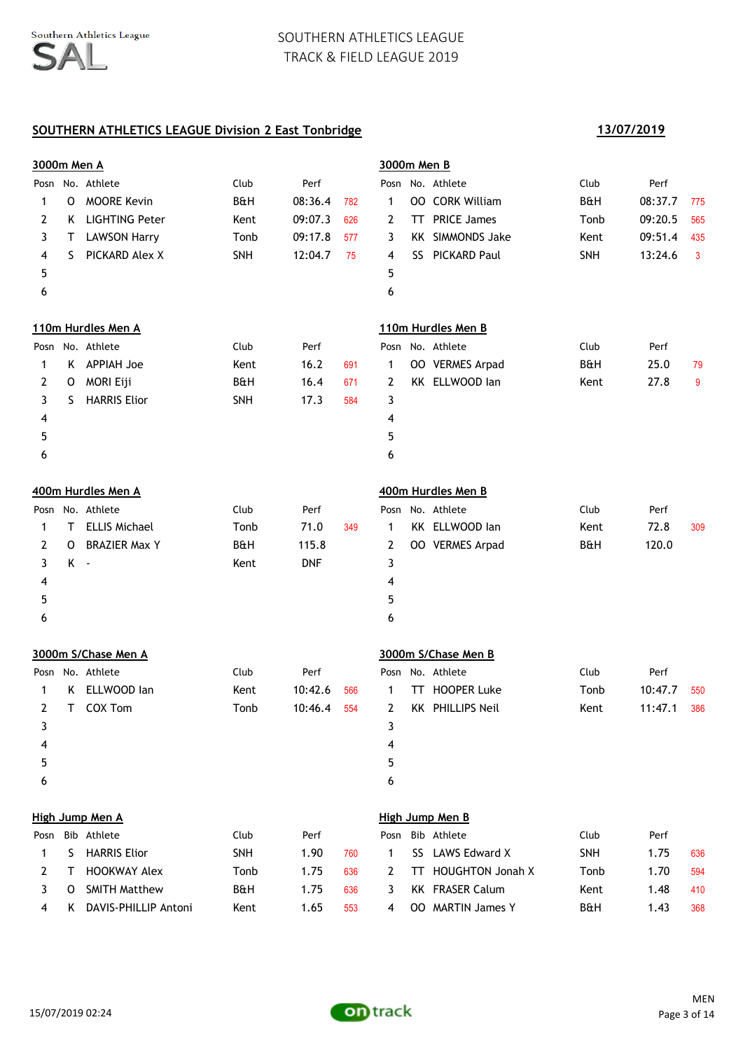SOUTHERN ATHLETICS LEAGUE
TRACK & FIELD LEAGUE 2019

## SOUTHERN ATHLETICS LEAGUE Division 2 East Tonbridge

**13/07/2019**

### 3000m Men A

| Posn | No. | Athlete | Club | Perf | |
|---|---|---|---|---|---|
| 1 | O | MOORE Kevin | B&H | 08:36.4 | 782 |
| 2 | K | LIGHTING Peter | Kent | 09:07.3 | 626 |
| 3 | T | LAWSON Harry | Tonb | 09:17.8 | 577 |
| 4 | S | PICKARD Alex X | SNH | 12:04.7 | 75 |
| 5 | | | | | |
| 6 | | | | | |

### 3000m Men B

| Posn | No. | Athlete | Club | Perf | |
|---|---|---|---|---|---|
| 1 | OO | CORK William | B&H | 08:37.7 | 775 |
| 2 | TT | PRICE James | Tonb | 09:20.5 | 565 |
| 3 | KK | SIMMONDS Jake | Kent | 09:51.4 | 435 |
| 4 | SS | PICKARD Paul | SNH | 13:24.6 | 3 |
| 5 | | | | | |
| 6 | | | | | |

### 110m Hurdles Men A

| Posn | No. | Athlete | Club | Perf | |
|---|---|---|---|---|---|
| 1 | K | APPIAH Joe | Kent | 16.2 | 691 |
| 2 | O | MORI Eiji | B&H | 16.4 | 671 |
| 3 | S | HARRIS Elior | SNH | 17.3 | 584 |
| 4 | | | | | |
| 5 | | | | | |
| 6 | | | | | |

### 110m Hurdles Men B

| Posn | No. | Athlete | Club | Perf | |
|---|---|---|---|---|---|
| 1 | OO | VERMES Arpad | B&H | 25.0 | 79 |
| 2 | KK | ELLWOOD Ian | Kent | 27.8 | 9 |
| 3 | | | | | |
| 4 | | | | | |
| 5 | | | | | |
| 6 | | | | | |

### 400m Hurdles Men A

| Posn | No. | Athlete | Club | Perf | |
|---|---|---|---|---|---|
| 1 | T | ELLIS Michael | Tonb | 71.0 | 349 |
| 2 | O | BRAZIER Max Y | B&H | 115.8 | |
| 3 | K | - | Kent | DNF | |
| 4 | | | | | |
| 5 | | | | | |
| 6 | | | | | |

### 400m Hurdles Men B

| Posn | No. | Athlete | Club | Perf | |
|---|---|---|---|---|---|
| 1 | KK | ELLWOOD Ian | Kent | 72.8 | 309 |
| 2 | OO | VERMES Arpad | B&H | 120.0 | |
| 3 | | | | | |
| 4 | | | | | |
| 5 | | | | | |
| 6 | | | | | |

### 3000m S/Chase Men A

| Posn | No. | Athlete | Club | Perf | |
|---|---|---|---|---|---|
| 1 | K | ELLWOOD Ian | Kent | 10:42.6 | 566 |
| 2 | T | COX Tom | Tonb | 10:46.4 | 554 |
| 3 | | | | | |
| 4 | | | | | |
| 5 | | | | | |
| 6 | | | | | |

### 3000m S/Chase Men B

| Posn | No. | Athlete | Club | Perf | |
|---|---|---|---|---|---|
| 1 | TT | HOOPER Luke | Tonb | 10:47.7 | 550 |
| 2 | KK | PHILLIPS Neil | Kent | 11:47.1 | 386 |
| 3 | | | | | |
| 4 | | | | | |
| 5 | | | | | |
| 6 | | | | | |

### High Jump Men A

| Posn | Bib | Athlete | Club | Perf | |
|---|---|---|---|---|---|
| 1 | S | HARRIS Elior | SNH | 1.90 | 760 |
| 2 | T | HOOKWAY Alex | Tonb | 1.75 | 636 |
| 3 | O | SMITH Matthew | B&H | 1.75 | 636 |
| 4 | K | DAVIS-PHILLIP Antoni | Kent | 1.65 | 553 |

### High Jump Men B

| Posn | Bib | Athlete | Club | Perf | |
|---|---|---|---|---|---|
| 1 | SS | LAWS Edward X | SNH | 1.75 | 636 |
| 2 | TT | HOUGHTON Jonah X | Tonb | 1.70 | 594 |
| 3 | KK | FRASER Calum | Kent | 1.48 | 410 |
| 4 | OO | MARTIN James Y | B&H | 1.43 | 368 |

15/07/2019 02:24

MEN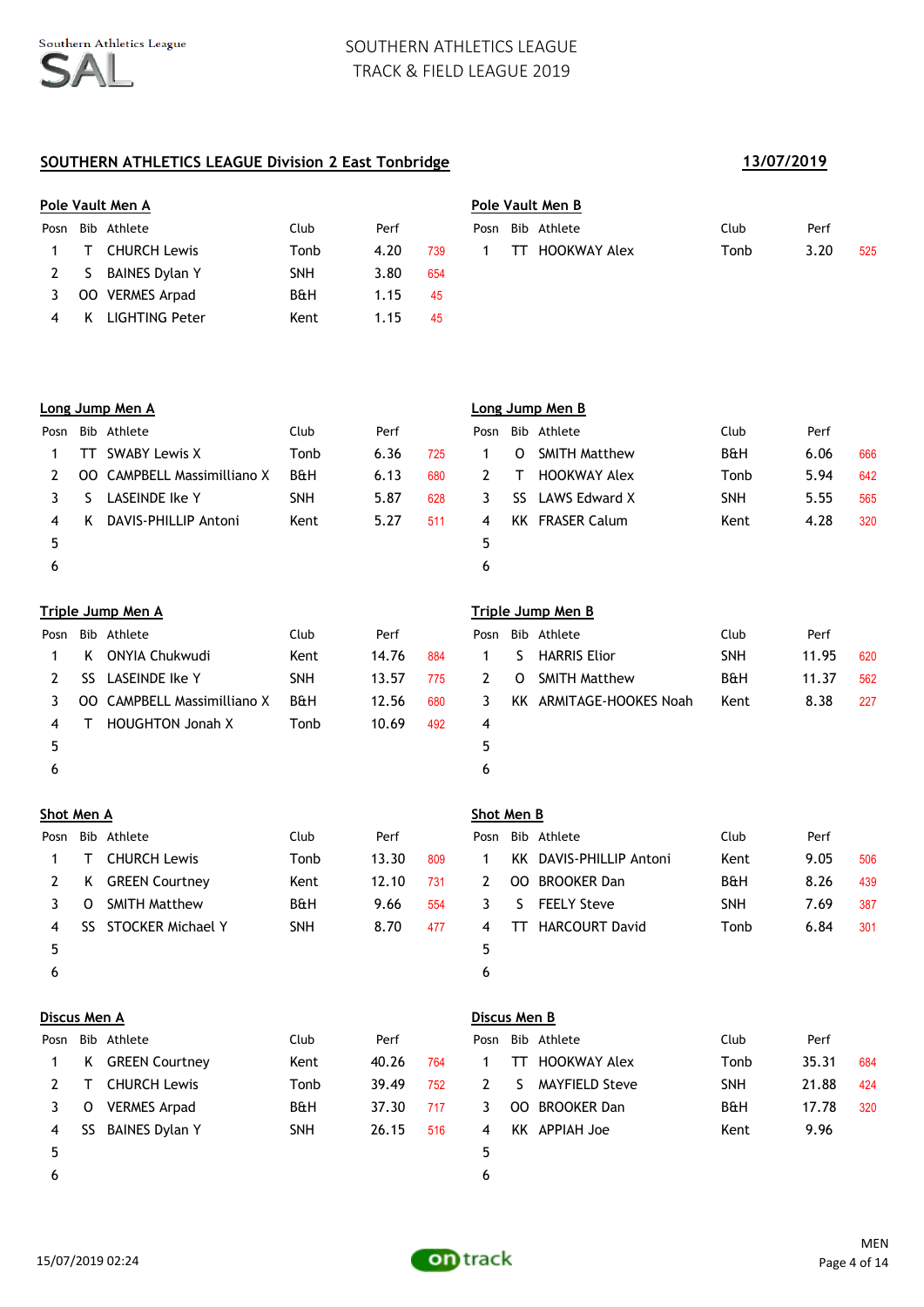# SOUTHERN ATHLETICS LEAGUE
# TRACK & FIELD LEAGUE 2019

## SOUTHERN ATHLETICS LEAGUE Division 2 East Tonbridge

**13/07/2019**

### Pole Vault Men A

| Posn | Bib | Athlete | Club | Perf | |
|---|---|---|---|---|---|
| 1 | T | CHURCH Lewis | Tonb | 4.20 | 739 |
| 2 | S | BAINES Dylan Y | SNH | 3.80 | 654 |
| 3 | OO | VERMES Arpad | B&H | 1.15 | 45 |
| 4 | K | LIGHTING Peter | Kent | 1.15 | 45 |

### Pole Vault Men B

| Posn | Bib | Athlete | Club | Perf | |
|---|---|---|---|---|---|
| 1 | TT | HOOKWAY Alex | Tonb | 3.20 | 525 |

### Long Jump Men A

| Posn | Bib | Athlete | Club | Perf | |
|---|---|---|---|---|---|
| 1 | TT | SWABY Lewis X | Tonb | 6.36 | 725 |
| 2 | OO | CAMPBELL Massimilliano X | B&H | 6.13 | 680 |
| 3 | S | LASEINDE Ike Y | SNH | 5.87 | 628 |
| 4 | K | DAVIS-PHILLIP Antoni | Kent | 5.27 | 511 |
| 5 | | | | | |
| 6 | | | | | |

### Long Jump Men B

| Posn | Bib | Athlete | Club | Perf | |
|---|---|---|---|---|---|
| 1 | O | SMITH Matthew | B&H | 6.06 | 666 |
| 2 | T | HOOKWAY Alex | Tonb | 5.94 | 642 |
| 3 | SS | LAWS Edward X | SNH | 5.55 | 565 |
| 4 | KK | FRASER Calum | Kent | 4.28 | 320 |
| 5 | | | | | |
| 6 | | | | | |

### Triple Jump Men A

| Posn | Bib | Athlete | Club | Perf | |
|---|---|---|---|---|---|
| 1 | K | ONYIA Chukwudi | Kent | 14.76 | 884 |
| 2 | SS | LASEINDE Ike Y | SNH | 13.57 | 775 |
| 3 | OO | CAMPBELL Massimilliano X | B&H | 12.56 | 680 |
| 4 | T | HOUGHTON Jonah X | Tonb | 10.69 | 492 |
| 5 | | | | | |
| 6 | | | | | |

### Triple Jump Men B

| Posn | Bib | Athlete | Club | Perf | |
|---|---|---|---|---|---|
| 1 | S | HARRIS Elior | SNH | 11.95 | 620 |
| 2 | O | SMITH Matthew | B&H | 11.37 | 562 |
| 3 | KK | ARMITAGE-HOOKES Noah | Kent | 8.38 | 227 |
| 4 | | | | | |
| 5 | | | | | |
| 6 | | | | | |

### Shot Men A

| Posn | Bib | Athlete | Club | Perf | |
|---|---|---|---|---|---|
| 1 | T | CHURCH Lewis | Tonb | 13.30 | 809 |
| 2 | K | GREEN Courtney | Kent | 12.10 | 731 |
| 3 | O | SMITH Matthew | B&H | 9.66 | 554 |
| 4 | SS | STOCKER Michael Y | SNH | 8.70 | 477 |
| 5 | | | | | |
| 6 | | | | | |

### Shot Men B

| Posn | Bib | Athlete | Club | Perf | |
|---|---|---|---|---|---|
| 1 | KK | DAVIS-PHILLIP Antoni | Kent | 9.05 | 506 |
| 2 | OO | BROOKER Dan | B&H | 8.26 | 439 |
| 3 | S | FEELY Steve | SNH | 7.69 | 387 |
| 4 | TT | HARCOURT David | Tonb | 6.84 | 301 |
| 5 | | | | | |
| 6 | | | | | |

### Discus Men A

| Posn | Bib | Athlete | Club | Perf | |
|---|---|---|---|---|---|
| 1 | K | GREEN Courtney | Kent | 40.26 | 764 |
| 2 | T | CHURCH Lewis | Tonb | 39.49 | 752 |
| 3 | O | VERMES Arpad | B&H | 37.30 | 717 |
| 4 | SS | BAINES Dylan Y | SNH | 26.15 | 516 |
| 5 | | | | | |
| 6 | | | | | |

### Discus Men B

| Posn | Bib | Athlete | Club | Perf | |
|---|---|---|---|---|---|
| 1 | TT | HOOKWAY Alex | Tonb | 35.31 | 684 |
| 2 | S | MAYFIELD Steve | SNH | 21.88 | 424 |
| 3 | OO | BROOKER Dan | B&H | 17.78 | 320 |
| 4 | KK | APPIAH Joe | Kent | 9.96 | |
| 5 | | | | | |
| 6 | | | | | |

15/07/2019 02:24

MEN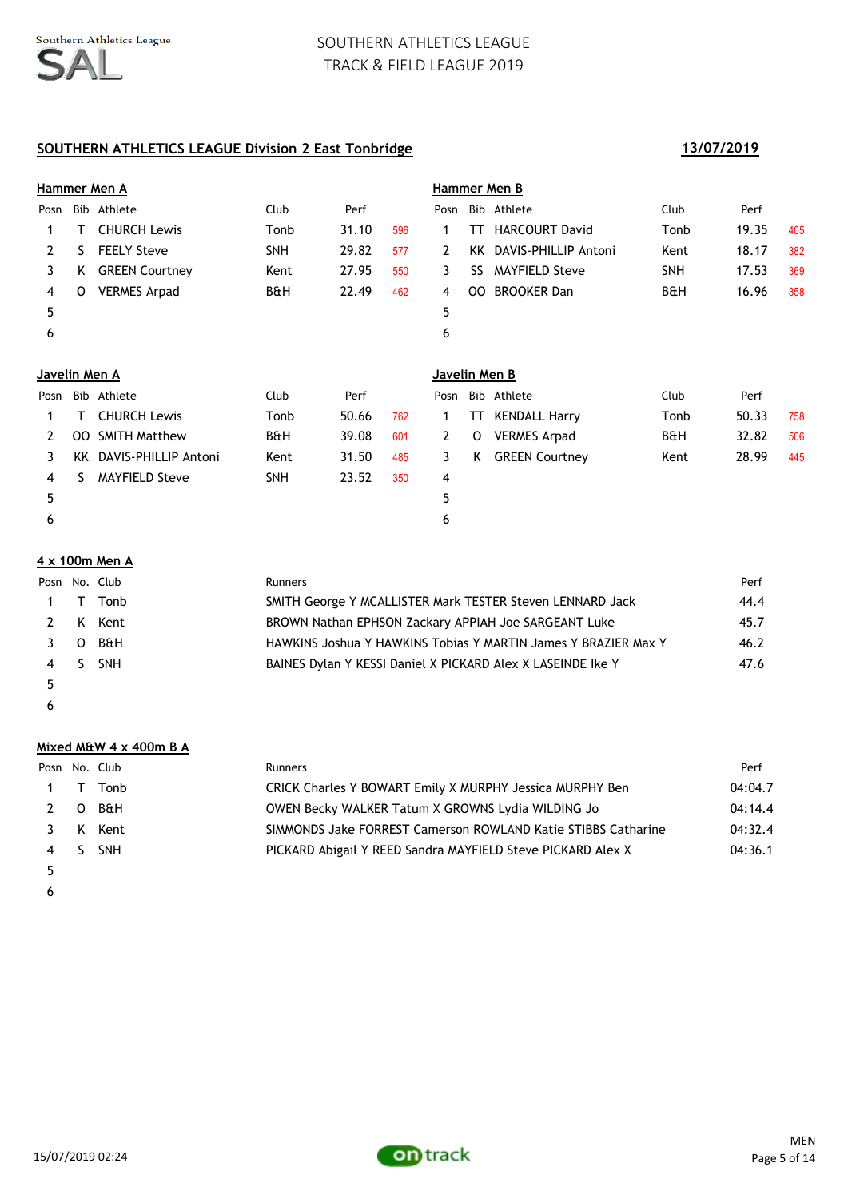SOUTHERN ATHLETICS LEAGUE
TRACK & FIELD LEAGUE 2019

## SOUTHERN ATHLETICS LEAGUE Division 2 East Tonbridge

**13/07/2019**

### Hammer Men A

| Posn | Bib | Athlete | Club | Perf | |
|---|---|---|---|---|---|
| 1 | T | CHURCH Lewis | Tonb | 31.10 | 596 |
| 2 | S | FEELY Steve | SNH | 29.82 | 577 |
| 3 | K | GREEN Courtney | Kent | 27.95 | 550 |
| 4 | O | VERMES Arpad | B&H | 22.49 | 462 |
| 5 | | | | | |
| 6 | | | | | |

### Hammer Men B

| Posn | Bib | Athlete | Club | Perf | |
|---|---|---|---|---|---|
| 1 | TT | HARCOURT David | Tonb | 19.35 | 405 |
| 2 | KK | DAVIS-PHILLIP Antoni | Kent | 18.17 | 382 |
| 3 | SS | MAYFIELD Steve | SNH | 17.53 | 369 |
| 4 | OO | BROOKER Dan | B&H | 16.96 | 358 |
| 5 | | | | | |
| 6 | | | | | |

### Javelin Men A

| Posn | Bib | Athlete | Club | Perf | |
|---|---|---|---|---|---|
| 1 | T | CHURCH Lewis | Tonb | 50.66 | 762 |
| 2 | OO | SMITH Matthew | B&H | 39.08 | 601 |
| 3 | KK | DAVIS-PHILLIP Antoni | Kent | 31.50 | 485 |
| 4 | S | MAYFIELD Steve | SNH | 23.52 | 350 |
| 5 | | | | | |
| 6 | | | | | |

### Javelin Men B

| Posn | Bib | Athlete | Club | Perf | |
|---|---|---|---|---|---|
| 1 | TT | KENDALL Harry | Tonb | 50.33 | 758 |
| 2 | O | VERMES Arpad | B&H | 32.82 | 506 |
| 3 | K | GREEN Courtney | Kent | 28.99 | 445 |
| 4 | | | | | |
| 5 | | | | | |
| 6 | | | | | |

### 4 x 100m Men A

| Posn | No. | Club | Runners | Perf |
|---|---|---|---|---|
| 1 | T | Tonb | SMITH George Y MCALLISTER Mark TESTER Steven LENNARD Jack | 44.4 |
| 2 | K | Kent | BROWN Nathan EPHSON Zackary APPIAH Joe SARGEANT Luke | 45.7 |
| 3 | O | B&H | HAWKINS Joshua Y HAWKINS Tobias Y MARTIN James Y BRAZIER Max Y | 46.2 |
| 4 | S | SNH | BAINES Dylan Y KESSI Daniel X PICKARD Alex X LASEINDE Ike Y | 47.6 |
| 5 | | | | |
| 6 | | | | |

### Mixed M&W 4 x 400m B A

| Posn | No. | Club | Runners | Perf |
|---|---|---|---|---|
| 1 | T | Tonb | CRICK Charles Y BOWART Emily X MURPHY Jessica MURPHY Ben | 04:04.7 |
| 2 | O | B&H | OWEN Becky WALKER Tatum X GROWNS Lydia WILDING Jo | 04:14.4 |
| 3 | K | Kent | SIMMONDS Jake FORREST Cameron ROWLAND Katie STIBBS Catharine | 04:32.4 |
| 4 | S | SNH | PICKARD Abigail Y REED Sandra MAYFIELD Steve PICKARD Alex X | 04:36.1 |
| 5 | | | | |
| 6 | | | | |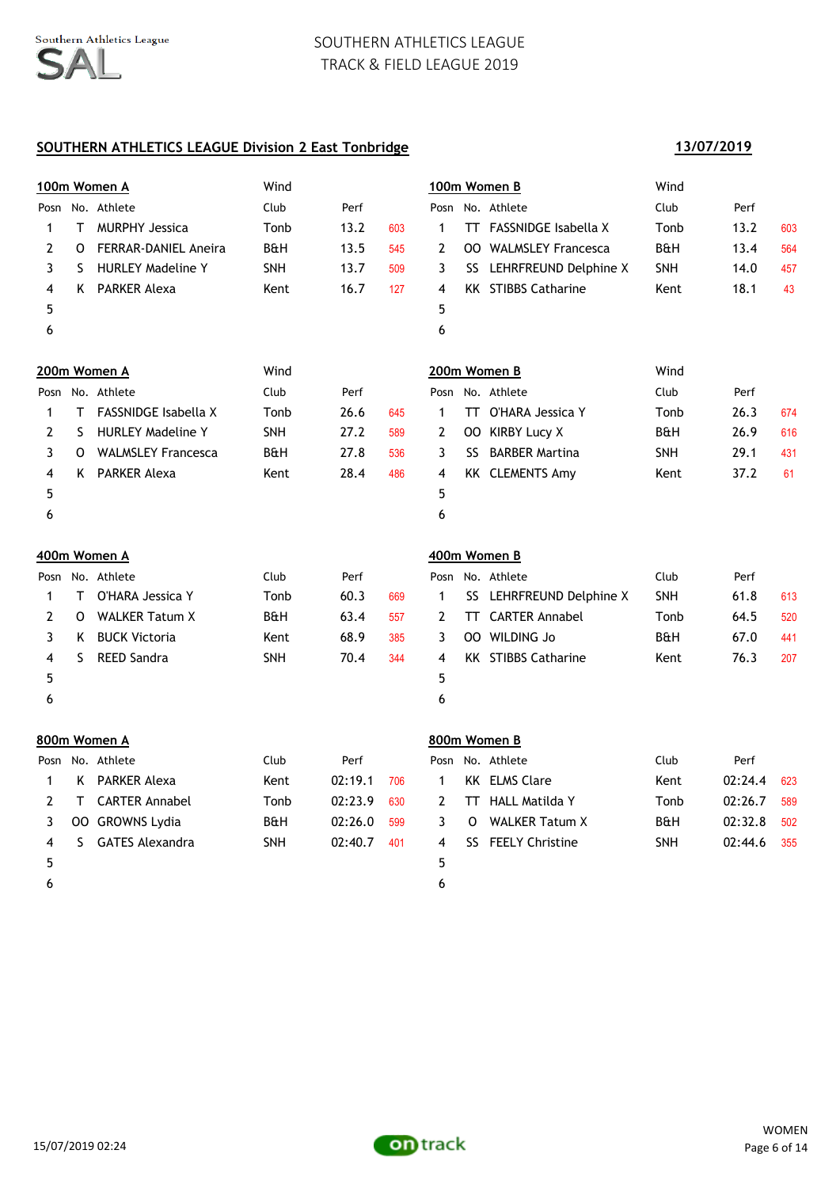SOUTHERN ATHLETICS LEAGUE
TRACK & FIELD LEAGUE 2019

## SOUTHERN ATHLETICS LEAGUE Division 2 East Tonbridge

**13/07/2019**

### 100m Women A

Wind

| Posn | No. | Athlete | Club | Perf | |
|---|---|---|---|---|---|
| 1 | T | MURPHY Jessica | Tonb | 13.2 | 603 |
| 2 | O | FERRAR-DANIEL Aneira | B&H | 13.5 | 545 |
| 3 | S | HURLEY Madeline Y | SNH | 13.7 | 509 |
| 4 | K | PARKER Alexa | Kent | 16.7 | 127 |
| 5 | | | | | |
| 6 | | | | | |

### 100m Women B

Wind

| Posn | No. | Athlete | Club | Perf | |
|---|---|---|---|---|---|
| 1 | TT | FASSNIDGE Isabella X | Tonb | 13.2 | 603 |
| 2 | OO | WALMSLEY Francesca | B&H | 13.4 | 564 |
| 3 | SS | LEHRFREUND Delphine X | SNH | 14.0 | 457 |
| 4 | KK | STIBBS Catharine | Kent | 18.1 | 43 |
| 5 | | | | | |
| 6 | | | | | |

### 200m Women A

Wind

| Posn | No. | Athlete | Club | Perf | |
|---|---|---|---|---|---|
| 1 | T | FASSNIDGE Isabella X | Tonb | 26.6 | 645 |
| 2 | S | HURLEY Madeline Y | SNH | 27.2 | 589 |
| 3 | O | WALMSLEY Francesca | B&H | 27.8 | 536 |
| 4 | K | PARKER Alexa | Kent | 28.4 | 486 |
| 5 | | | | | |
| 6 | | | | | |

### 200m Women B

Wind

| Posn | No. | Athlete | Club | Perf | |
|---|---|---|---|---|---|
| 1 | TT | O'HARA Jessica Y | Tonb | 26.3 | 674 |
| 2 | OO | KIRBY Lucy X | B&H | 26.9 | 616 |
| 3 | SS | BARBER Martina | SNH | 29.1 | 431 |
| 4 | KK | CLEMENTS Amy | Kent | 37.2 | 61 |
| 5 | | | | | |
| 6 | | | | | |

### 400m Women A

| Posn | No. | Athlete | Club | Perf | |
|---|---|---|---|---|---|
| 1 | T | O'HARA Jessica Y | Tonb | 60.3 | 669 |
| 2 | O | WALKER Tatum X | B&H | 63.4 | 557 |
| 3 | K | BUCK Victoria | Kent | 68.9 | 385 |
| 4 | S | REED Sandra | SNH | 70.4 | 344 |
| 5 | | | | | |
| 6 | | | | | |

### 400m Women B

| Posn | No. | Athlete | Club | Perf | |
|---|---|---|---|---|---|
| 1 | SS | LEHRFREUND Delphine X | SNH | 61.8 | 613 |
| 2 | TT | CARTER Annabel | Tonb | 64.5 | 520 |
| 3 | OO | WILDING Jo | B&H | 67.0 | 441 |
| 4 | KK | STIBBS Catharine | Kent | 76.3 | 207 |
| 5 | | | | | |
| 6 | | | | | |

### 800m Women A

| Posn | No. | Athlete | Club | Perf | |
|---|---|---|---|---|---|
| 1 | K | PARKER Alexa | Kent | 02:19.1 | 706 |
| 2 | T | CARTER Annabel | Tonb | 02:23.9 | 630 |
| 3 | OO | GROWNS Lydia | B&H | 02:26.0 | 599 |
| 4 | S | GATES Alexandra | SNH | 02:40.7 | 401 |
| 5 | | | | | |
| 6 | | | | | |

### 800m Women B

| Posn | No. | Athlete | Club | Perf | |
|---|---|---|---|---|---|
| 1 | KK | ELMS Clare | Kent | 02:24.4 | 623 |
| 2 | TT | HALL Matilda Y | Tonb | 02:26.7 | 589 |
| 3 | O | WALKER Tatum X | B&H | 02:32.8 | 502 |
| 4 | SS | FEELY Christine | SNH | 02:44.6 | 355 |
| 5 | | | | | |
| 6 | | | | | |

15/07/2019 02:24

WOMEN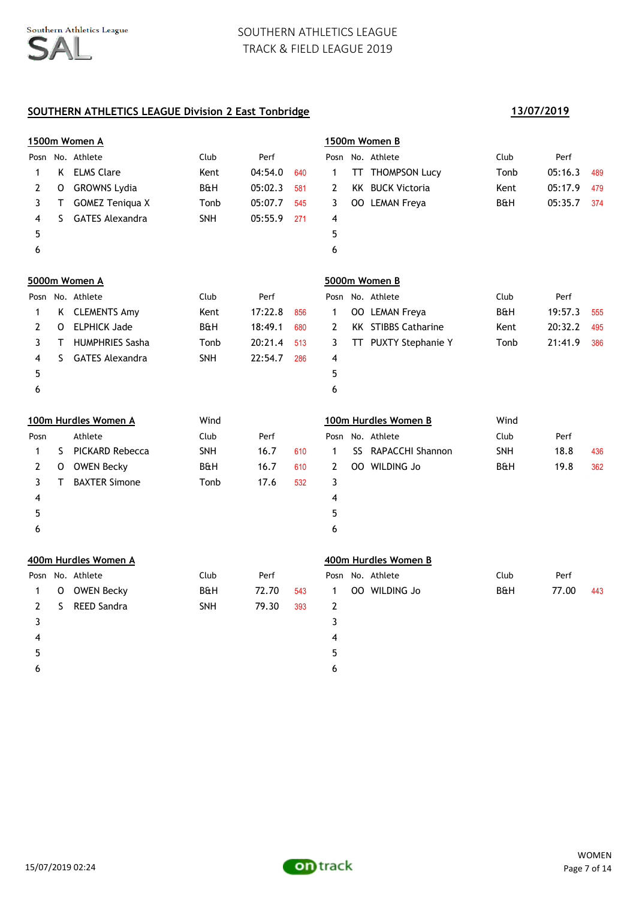Southern Athletics League

SOUTHERN ATHLETICS LEAGUE
TRACK & FIELD LEAGUE 2019

## SOUTHERN ATHLETICS LEAGUE Division 2 East Tonbridge

**13/07/2019**

### 1500m Women A

| Posn | No. | Athlete | Club | Perf | |
|---|---|---|---|---|---|
| 1 | K | ELMS Clare | Kent | 04:54.0 | 640 |
| 2 | O | GROWNS Lydia | B&H | 05:02.3 | 581 |
| 3 | T | GOMEZ Teniqua X | Tonb | 05:07.7 | 545 |
| 4 | S | GATES Alexandra | SNH | 05:55.9 | 271 |
| 5 | | | | | |
| 6 | | | | | |

### 1500m Women B

| Posn | No. | Athlete | Club | Perf | |
|---|---|---|---|---|---|
| 1 | TT | THOMPSON Lucy | Tonb | 05:16.3 | 489 |
| 2 | KK | BUCK Victoria | Kent | 05:17.9 | 479 |
| 3 | OO | LEMAN Freya | B&H | 05:35.7 | 374 |
| 4 | | | | | |
| 5 | | | | | |
| 6 | | | | | |

### 5000m Women A

| Posn | No. | Athlete | Club | Perf | |
|---|---|---|---|---|---|
| 1 | K | CLEMENTS Amy | Kent | 17:22.8 | 856 |
| 2 | O | ELPHICK Jade | B&H | 18:49.1 | 680 |
| 3 | T | HUMPHRIES Sasha | Tonb | 20:21.4 | 513 |
| 4 | S | GATES Alexandra | SNH | 22:54.7 | 286 |
| 5 | | | | | |
| 6 | | | | | |

### 5000m Women B

| Posn | No. | Athlete | Club | Perf | |
|---|---|---|---|---|---|
| 1 | OO | LEMAN Freya | B&H | 19:57.3 | 555 |
| 2 | KK | STIBBS Catharine | Kent | 20:32.2 | 495 |
| 3 | TT | PUXTY Stephanie Y | Tonb | 21:41.9 | 386 |
| 4 | | | | | |
| 5 | | | | | |
| 6 | | | | | |

### 100m Hurdles Women A

Wind

| Posn | | Athlete | Club | Perf | |
|---|---|---|---|---|---|
| 1 | S | PICKARD Rebecca | SNH | 16.7 | 610 |
| 2 | O | OWEN Becky | B&H | 16.7 | 610 |
| 3 | T | BAXTER Simone | Tonb | 17.6 | 532 |
| 4 | | | | | |
| 5 | | | | | |
| 6 | | | | | |

### 100m Hurdles Women B

Wind

| Posn | No. | Athlete | Club | Perf | |
|---|---|---|---|---|---|
| 1 | SS | RAPACCHI Shannon | SNH | 18.8 | 436 |
| 2 | OO | WILDING Jo | B&H | 19.8 | 362 |
| 3 | | | | | |
| 4 | | | | | |
| 5 | | | | | |
| 6 | | | | | |

### 400m Hurdles Women A

| Posn | No. | Athlete | Club | Perf | |
|---|---|---|---|---|---|
| 1 | O | OWEN Becky | B&H | 72.70 | 543 |
| 2 | S | REED Sandra | SNH | 79.30 | 393 |
| 3 | | | | | |
| 4 | | | | | |
| 5 | | | | | |
| 6 | | | | | |

### 400m Hurdles Women B

| Posn | No. | Athlete | Club | Perf | |
|---|---|---|---|---|---|
| 1 | OO | WILDING Jo | B&H | 77.00 | 443 |
| 2 | | | | | |
| 3 | | | | | |
| 4 | | | | | |
| 5 | | | | | |
| 6 | | | | | |

15/07/2019 02:24

WOMEN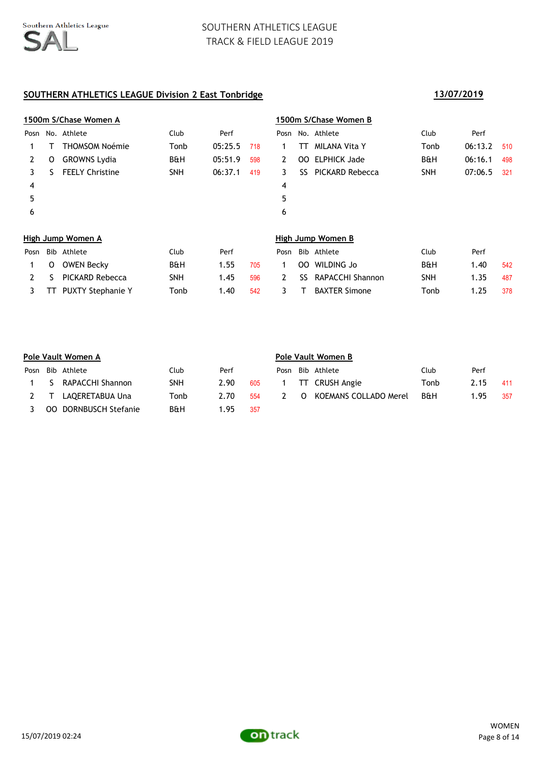## SOUTHERN ATHLETICS LEAGUE Division 2 East Tonbridge

**13/07/2019**

### 1500m S/Chase Women A

| Posn | No. | Athlete | Club | Perf | |
|---|---|---|---|---|---|
| 1 | T | THOMSOM Noémie | Tonb | 05:25.5 | 718 |
| 2 | O | GROWNS Lydia | B&H | 05:51.9 | 598 |
| 3 | S | FEELY Christine | SNH | 06:37.1 | 419 |
| 4 | | | | | |
| 5 | | | | | |
| 6 | | | | | |

### 1500m S/Chase Women B

| Posn | No. | Athlete | Club | Perf | |
|---|---|---|---|---|---|
| 1 | TT | MILANA Vita Y | Tonb | 06:13.2 | 510 |
| 2 | OO | ELPHICK Jade | B&H | 06:16.1 | 498 |
| 3 | SS | PICKARD Rebecca | SNH | 07:06.5 | 321 |
| 4 | | | | | |
| 5 | | | | | |
| 6 | | | | | |

### High Jump Women A

| Posn | Bib | Athlete | Club | Perf | |
|---|---|---|---|---|---|
| 1 | O | OWEN Becky | B&H | 1.55 | 705 |
| 2 | S | PICKARD Rebecca | SNH | 1.45 | 596 |
| 3 | TT | PUXTY Stephanie Y | Tonb | 1.40 | 542 |

### High Jump Women B

| Posn | Bib | Athlete | Club | Perf | |
|---|---|---|---|---|---|
| 1 | OO | WILDING Jo | B&H | 1.40 | 542 |
| 2 | SS | RAPACCHI Shannon | SNH | 1.35 | 487 |
| 3 | T | BAXTER Simone | Tonb | 1.25 | 378 |

### Pole Vault Women A

| Posn | Bib | Athlete | Club | Perf | |
|---|---|---|---|---|---|
| 1 | S | RAPACCHI Shannon | SNH | 2.90 | 605 |
| 2 | T | LAQERETABUA Una | Tonb | 2.70 | 554 |
| 3 | OO | DORNBUSCH Stefanie | B&H | 1.95 | 357 |

### Pole Vault Women B

| Posn | Bib | Athlete | Club | Perf | |
|---|---|---|---|---|---|
| 1 | TT | CRUSH Angie | Tonb | 2.15 | 411 |
| 2 | O | KOEMANS COLLADO Merel | B&H | 1.95 | 357 |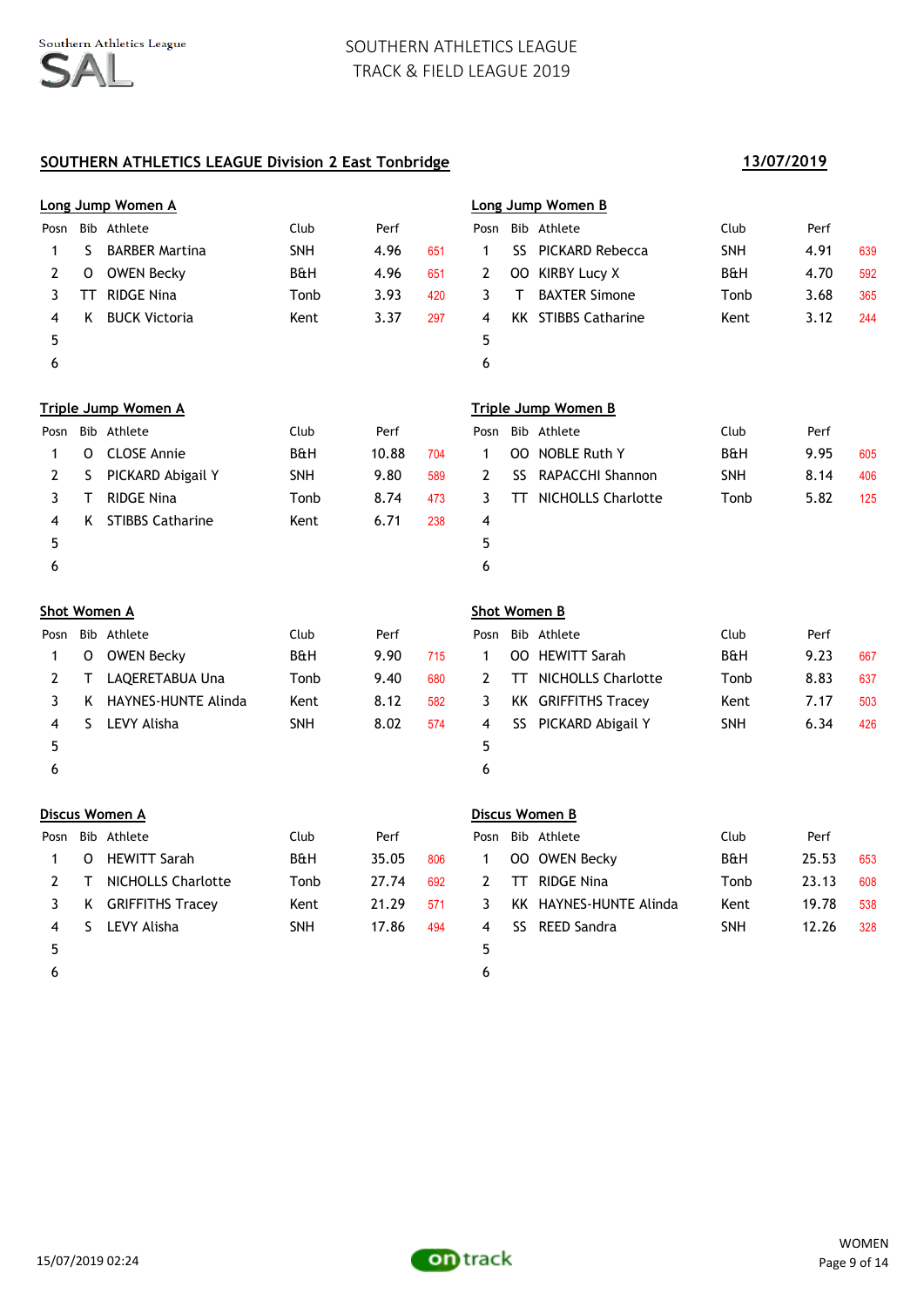SOUTHERN ATHLETICS LEAGUE
TRACK & FIELD LEAGUE 2019

## SOUTHERN ATHLETICS LEAGUE Division 2 East Tonbridge

**13/07/2019**

### Long Jump Women A

| Posn | Bib | Athlete | Club | Perf | |
|---|---|---|---|---|---|
| 1 | S | BARBER Martina | SNH | 4.96 | 651 |
| 2 | O | OWEN Becky | B&H | 4.96 | 651 |
| 3 | TT | RIDGE Nina | Tonb | 3.93 | 420 |
| 4 | K | BUCK Victoria | Kent | 3.37 | 297 |
| 5 | | | | | |
| 6 | | | | | |

### Long Jump Women B

| Posn | Bib | Athlete | Club | Perf | |
|---|---|---|---|---|---|
| 1 | SS | PICKARD Rebecca | SNH | 4.91 | 639 |
| 2 | OO | KIRBY Lucy X | B&H | 4.70 | 592 |
| 3 | T | BAXTER Simone | Tonb | 3.68 | 365 |
| 4 | KK | STIBBS Catharine | Kent | 3.12 | 244 |
| 5 | | | | | |
| 6 | | | | | |

### Triple Jump Women A

| Posn | Bib | Athlete | Club | Perf | |
|---|---|---|---|---|---|
| 1 | O | CLOSE Annie | B&H | 10.88 | 704 |
| 2 | S | PICKARD Abigail Y | SNH | 9.80 | 589 |
| 3 | T | RIDGE Nina | Tonb | 8.74 | 473 |
| 4 | K | STIBBS Catharine | Kent | 6.71 | 238 |
| 5 | | | | | |
| 6 | | | | | |

### Triple Jump Women B

| Posn | Bib | Athlete | Club | Perf | |
|---|---|---|---|---|---|
| 1 | OO | NOBLE Ruth Y | B&H | 9.95 | 605 |
| 2 | SS | RAPACCHI Shannon | SNH | 8.14 | 406 |
| 3 | TT | NICHOLLS Charlotte | Tonb | 5.82 | 125 |
| 4 | | | | | |
| 5 | | | | | |
| 6 | | | | | |

### Shot Women A

| Posn | Bib | Athlete | Club | Perf | |
|---|---|---|---|---|---|
| 1 | O | OWEN Becky | B&H | 9.90 | 715 |
| 2 | T | LAQERETABUA Una | Tonb | 9.40 | 680 |
| 3 | K | HAYNES-HUNTE Alinda | Kent | 8.12 | 582 |
| 4 | S | LEVY Alisha | SNH | 8.02 | 574 |
| 5 | | | | | |
| 6 | | | | | |

### Shot Women B

| Posn | Bib | Athlete | Club | Perf | |
|---|---|---|---|---|---|
| 1 | OO | HEWITT Sarah | B&H | 9.23 | 667 |
| 2 | TT | NICHOLLS Charlotte | Tonb | 8.83 | 637 |
| 3 | KK | GRIFFITHS Tracey | Kent | 7.17 | 503 |
| 4 | SS | PICKARD Abigail Y | SNH | 6.34 | 426 |
| 5 | | | | | |
| 6 | | | | | |

### Discus Women A

| Posn | Bib | Athlete | Club | Perf | |
|---|---|---|---|---|---|
| 1 | O | HEWITT Sarah | B&H | 35.05 | 806 |
| 2 | T | NICHOLLS Charlotte | Tonb | 27.74 | 692 |
| 3 | K | GRIFFITHS Tracey | Kent | 21.29 | 571 |
| 4 | S | LEVY Alisha | SNH | 17.86 | 494 |
| 5 | | | | | |
| 6 | | | | | |

### Discus Women B

| Posn | Bib | Athlete | Club | Perf | |
|---|---|---|---|---|---|
| 1 | OO | OWEN Becky | B&H | 25.53 | 653 |
| 2 | TT | RIDGE Nina | Tonb | 23.13 | 608 |
| 3 | KK | HAYNES-HUNTE Alinda | Kent | 19.78 | 538 |
| 4 | SS | REED Sandra | SNH | 12.26 | 328 |
| 5 | | | | | |
| 6 | | | | | |

15/07/2019 02:24

WOMEN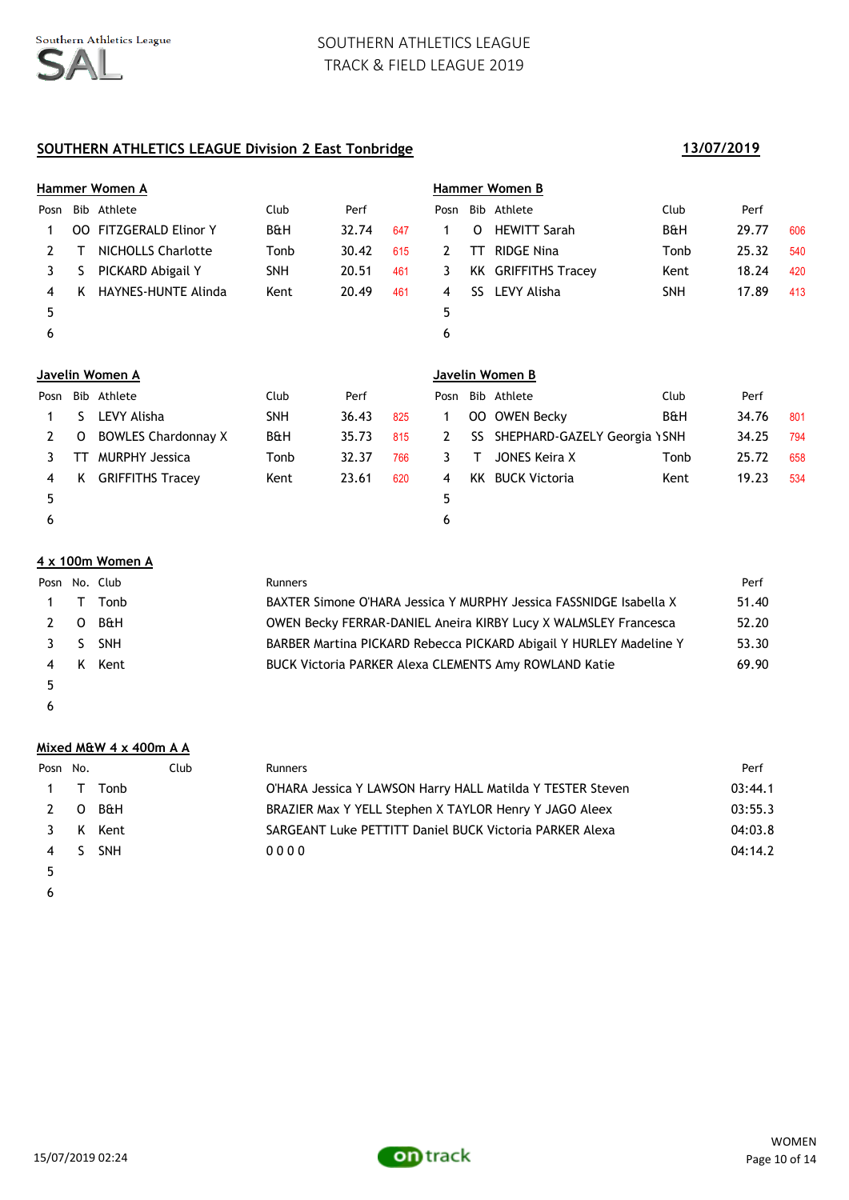# SOUTHERN ATHLETICS LEAGUE
# TRACK & FIELD LEAGUE 2019

## SOUTHERN ATHLETICS LEAGUE Division 2 East Tonbridge

**13/07/2019**

### Hammer Women A

| Posn | Bib | Athlete | Club | Perf | |
|---|---|---|---|---|---|
| 1 | OO | FITZGERALD Elinor Y | B&H | 32.74 | 647 |
| 2 | T | NICHOLLS Charlotte | Tonb | 30.42 | 615 |
| 3 | S | PICKARD Abigail Y | SNH | 20.51 | 461 |
| 4 | K | HAYNES-HUNTE Alinda | Kent | 20.49 | 461 |
| 5 | | | | | |
| 6 | | | | | |

### Hammer Women B

| Posn | Bib | Athlete | Club | Perf | |
|---|---|---|---|---|---|
| 1 | O | HEWITT Sarah | B&H | 29.77 | 606 |
| 2 | TT | RIDGE Nina | Tonb | 25.32 | 540 |
| 3 | KK | GRIFFITHS Tracey | Kent | 18.24 | 420 |
| 4 | SS | LEVY Alisha | SNH | 17.89 | 413 |
| 5 | | | | | |
| 6 | | | | | |

### Javelin Women A

| Posn | Bib | Athlete | Club | Perf | |
|---|---|---|---|---|---|
| 1 | S | LEVY Alisha | SNH | 36.43 | 825 |
| 2 | O | BOWLES Chardonnay X | B&H | 35.73 | 815 |
| 3 | TT | MURPHY Jessica | Tonb | 32.37 | 766 |
| 4 | K | GRIFFITHS Tracey | Kent | 23.61 | 620 |
| 5 | | | | | |
| 6 | | | | | |

### Javelin Women B

| Posn | Bib | Athlete | Club | Perf | |
|---|---|---|---|---|---|
| 1 | OO | OWEN Becky | B&H | 34.76 | 801 |
| 2 | SS | SHEPHARD-GAZELY Georgia Y | SNH | 34.25 | 794 |
| 3 | T | JONES Keira X | Tonb | 25.72 | 658 |
| 4 | KK | BUCK Victoria | Kent | 19.23 | 534 |
| 5 | | | | | |
| 6 | | | | | |

### 4 x 100m Women A

| Posn | No. | Club | Runners | Perf |
|---|---|---|---|---|
| 1 | T | Tonb | BAXTER Simone O'HARA Jessica Y MURPHY Jessica FASSNIDGE Isabella X | 51.40 |
| 2 | O | B&H | OWEN Becky FERRAR-DANIEL Aneira KIRBY Lucy X WALMSLEY Francesca | 52.20 |
| 3 | S | SNH | BARBER Martina PICKARD Rebecca PICKARD Abigail Y HURLEY Madeline Y | 53.30 |
| 4 | K | Kent | BUCK Victoria PARKER Alexa CLEMENTS Amy ROWLAND Katie | 69.90 |
| 5 | | | | |
| 6 | | | | |

### Mixed M&W 4 x 400m A A

| Posn | No. | Club | Runners | Perf |
|---|---|---|---|---|
| 1 | T | Tonb | O'HARA Jessica Y LAWSON Harry HALL Matilda Y TESTER Steven | 03:44.1 |
| 2 | O | B&H | BRAZIER Max Y YELL Stephen X TAYLOR Henry Y JAGO Aleex | 03:55.3 |
| 3 | K | Kent | SARGEANT Luke PETTITT Daniel BUCK Victoria PARKER Alexa | 04:03.8 |
| 4 | S | SNH | 0 0 0 0 | 04:14.2 |
| 5 | | | | |
| 6 | | | | |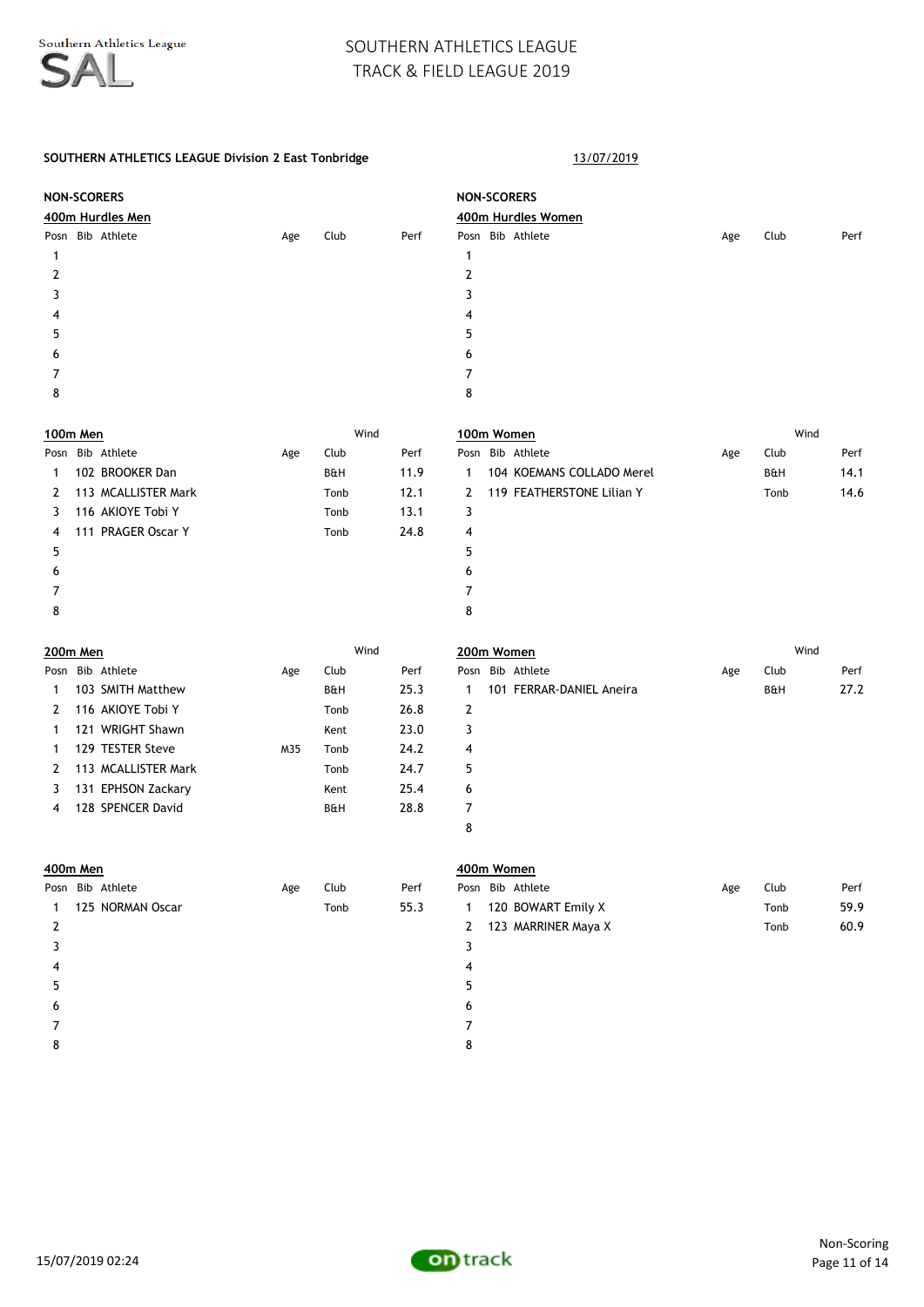# SOUTHERN ATHLETICS LEAGUE
## TRACK & FIELD LEAGUE 2019

**SOUTHERN ATHLETICS LEAGUE Division 2 East Tonbridge** 13/07/2019

**NON-SCORERS**

**400m Hurdles Men**

| Posn | Bib | Athlete | Age | Club | Perf |
|---|---|---|---|---|---|
| 1 | | | | | |
| 2 | | | | | |
| 3 | | | | | |
| 4 | | | | | |
| 5 | | | | | |
| 6 | | | | | |
| 7 | | | | | |
| 8 | | | | | |

**NON-SCORERS**

**400m Hurdles Women**

| Posn | Bib | Athlete | Age | Club | Perf |
|---|---|---|---|---|---|
| 1 | | | | | |
| 2 | | | | | |
| 3 | | | | | |
| 4 | | | | | |
| 5 | | | | | |
| 6 | | | | | |
| 7 | | | | | |
| 8 | | | | | |

**100m Men** Wind

| Posn | Bib | Athlete | Age | Club | Perf |
|---|---|---|---|---|---|
| 1 | 102 | BROOKER Dan | | B&H | 11.9 |
| 2 | 113 | MCALLISTER Mark | | Tonb | 12.1 |
| 3 | 116 | AKIOYE Tobi Y | | Tonb | 13.1 |
| 4 | 111 | PRAGER Oscar Y | | Tonb | 24.8 |
| 5 | | | | | |
| 6 | | | | | |
| 7 | | | | | |
| 8 | | | | | |

**100m Women** Wind

| Posn | Bib | Athlete | Age | Club | Perf |
|---|---|---|---|---|---|
| 1 | 104 | KOEMANS COLLADO Merel | | B&H | 14.1 |
| 2 | 119 | FEATHERSTONE Lilian Y | | Tonb | 14.6 |
| 3 | | | | | |
| 4 | | | | | |
| 5 | | | | | |
| 6 | | | | | |
| 7 | | | | | |
| 8 | | | | | |

**200m Men** Wind

| Posn | Bib | Athlete | Age | Club | Perf |
|---|---|---|---|---|---|
| 1 | 103 | SMITH Matthew | | B&H | 25.3 |
| 2 | 116 | AKIOYE Tobi Y | | Tonb | 26.8 |
| 1 | 121 | WRIGHT Shawn | | Kent | 23.0 |
| 1 | 129 | TESTER Steve | M35 | Tonb | 24.2 |
| 2 | 113 | MCALLISTER Mark | | Tonb | 24.7 |
| 3 | 131 | EPHSON Zackary | | Kent | 25.4 |
| 4 | 128 | SPENCER David | | B&H | 28.8 |

**200m Women** Wind

| Posn | Bib | Athlete | Age | Club | Perf |
|---|---|---|---|---|---|
| 1 | 101 | FERRAR-DANIEL Aneira | | B&H | 27.2 |
| 2 | | | | | |
| 3 | | | | | |
| 4 | | | | | |
| 5 | | | | | |
| 6 | | | | | |
| 7 | | | | | |
| 8 | | | | | |

**400m Men**

| Posn | Bib | Athlete | Age | Club | Perf |
|---|---|---|---|---|---|
| 1 | 125 | NORMAN Oscar | | Tonb | 55.3 |
| 2 | | | | | |
| 3 | | | | | |
| 4 | | | | | |
| 5 | | | | | |
| 6 | | | | | |
| 7 | | | | | |
| 8 | | | | | |

**400m Women**

| Posn | Bib | Athlete | Age | Club | Perf |
|---|---|---|---|---|---|
| 1 | 120 | BOWART Emily X | | Tonb | 59.9 |
| 2 | 123 | MARRINER Maya X | | Tonb | 60.9 |
| 3 | | | | | |
| 4 | | | | | |
| 5 | | | | | |
| 6 | | | | | |
| 7 | | | | | |
| 8 | | | | | |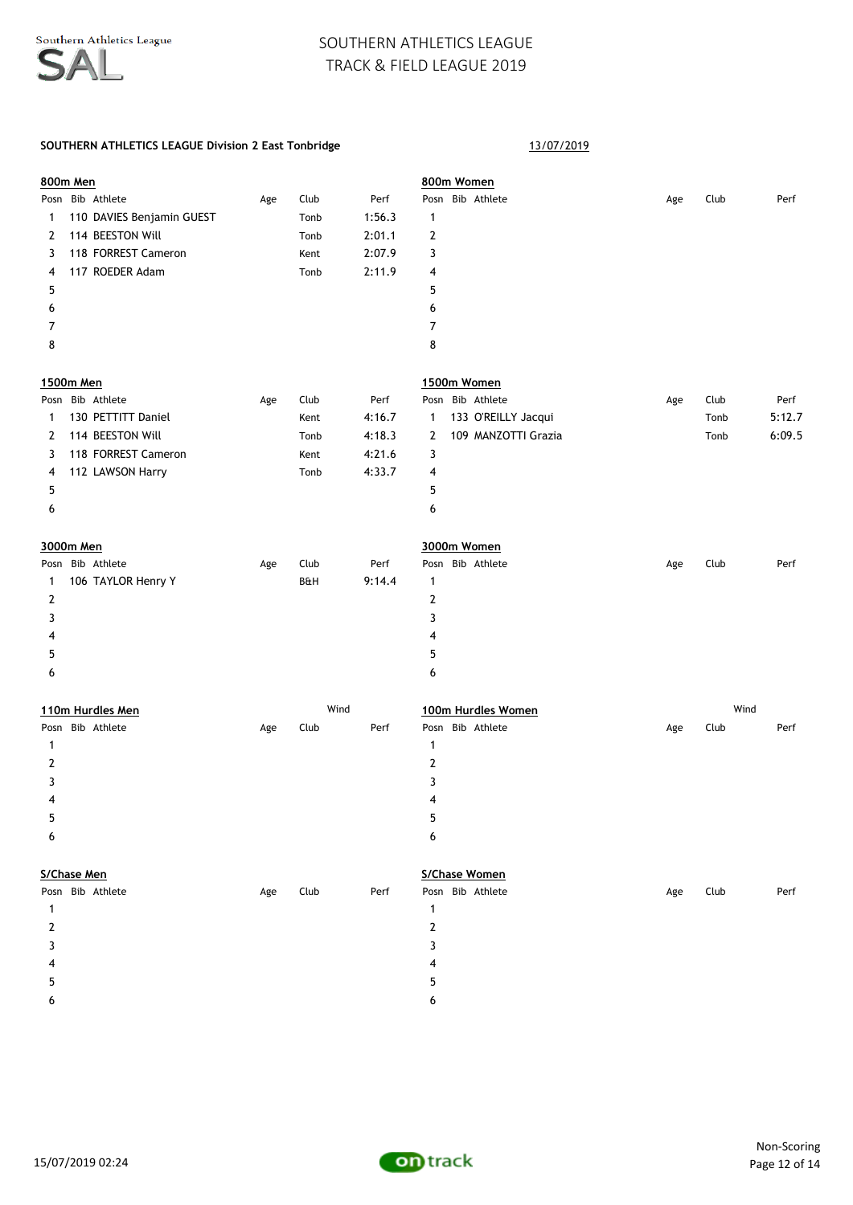# SOUTHERN ATHLETICS LEAGUE
# TRACK & FIELD LEAGUE 2019

**SOUTHERN ATHLETICS LEAGUE Division 2 East Tonbridge** 13/07/2019

### 800m Men

| Posn | Bib | Athlete | Age | Club | Perf |
|---|---|---|---|---|---|
| 1 | 110 | DAVIES Benjamin GUEST | | Tonb | 1:56.3 |
| 2 | 114 | BEESTON Will | | Tonb | 2:01.1 |
| 3 | 118 | FORREST Cameron | | Kent | 2:07.9 |
| 4 | 117 | ROEDER Adam | | Tonb | 2:11.9 |
| 5 | | | | | |
| 6 | | | | | |
| 7 | | | | | |
| 8 | | | | | |

### 800m Women

| Posn | Bib | Athlete | Age | Club | Perf |
|---|---|---|---|---|---|
| 1 | | | | | |
| 2 | | | | | |
| 3 | | | | | |
| 4 | | | | | |
| 5 | | | | | |
| 6 | | | | | |
| 7 | | | | | |
| 8 | | | | | |

### 1500m Men

| Posn | Bib | Athlete | Age | Club | Perf |
|---|---|---|---|---|---|
| 1 | 130 | PETTITT Daniel | | Kent | 4:16.7 |
| 2 | 114 | BEESTON Will | | Tonb | 4:18.3 |
| 3 | 118 | FORREST Cameron | | Kent | 4:21.6 |
| 4 | 112 | LAWSON Harry | | Tonb | 4:33.7 |
| 5 | | | | | |
| 6 | | | | | |

### 1500m Women

| Posn | Bib | Athlete | Age | Club | Perf |
|---|---|---|---|---|---|
| 1 | 133 | O'REILLY Jacqui | | Tonb | 5:12.7 |
| 2 | 109 | MANZOTTI Grazia | | Tonb | 6:09.5 |
| 3 | | | | | |
| 4 | | | | | |
| 5 | | | | | |
| 6 | | | | | |

### 3000m Men

| Posn | Bib | Athlete | Age | Club | Perf |
|---|---|---|---|---|---|
| 1 | 106 | TAYLOR Henry Y | | B&H | 9:14.4 |
| 2 | | | | | |
| 3 | | | | | |
| 4 | | | | | |
| 5 | | | | | |
| 6 | | | | | |

### 3000m Women

| Posn | Bib | Athlete | Age | Club | Perf |
|---|---|---|---|---|---|
| 1 | | | | | |
| 2 | | | | | |
| 3 | | | | | |
| 4 | | | | | |
| 5 | | | | | |
| 6 | | | | | |

### 110m Hurdles Men

Wind

| Posn | Bib | Athlete | Age | Club | Perf |
|---|---|---|---|---|---|
| 1 | | | | | |
| 2 | | | | | |
| 3 | | | | | |
| 4 | | | | | |
| 5 | | | | | |
| 6 | | | | | |

### 100m Hurdles Women

Wind

| Posn | Bib | Athlete | Age | Club | Perf |
|---|---|---|---|---|---|
| 1 | | | | | |
| 2 | | | | | |
| 3 | | | | | |
| 4 | | | | | |
| 5 | | | | | |
| 6 | | | | | |

### S/Chase Men

| Posn | Bib | Athlete | Age | Club | Perf |
|---|---|---|---|---|---|
| 1 | | | | | |
| 2 | | | | | |
| 3 | | | | | |
| 4 | | | | | |
| 5 | | | | | |
| 6 | | | | | |

### S/Chase Women

| Posn | Bib | Athlete | Age | Club | Perf |
|---|---|---|---|---|---|
| 1 | | | | | |
| 2 | | | | | |
| 3 | | | | | |
| 4 | | | | | |
| 5 | | | | | |
| 6 | | | | | |

Non-Scoring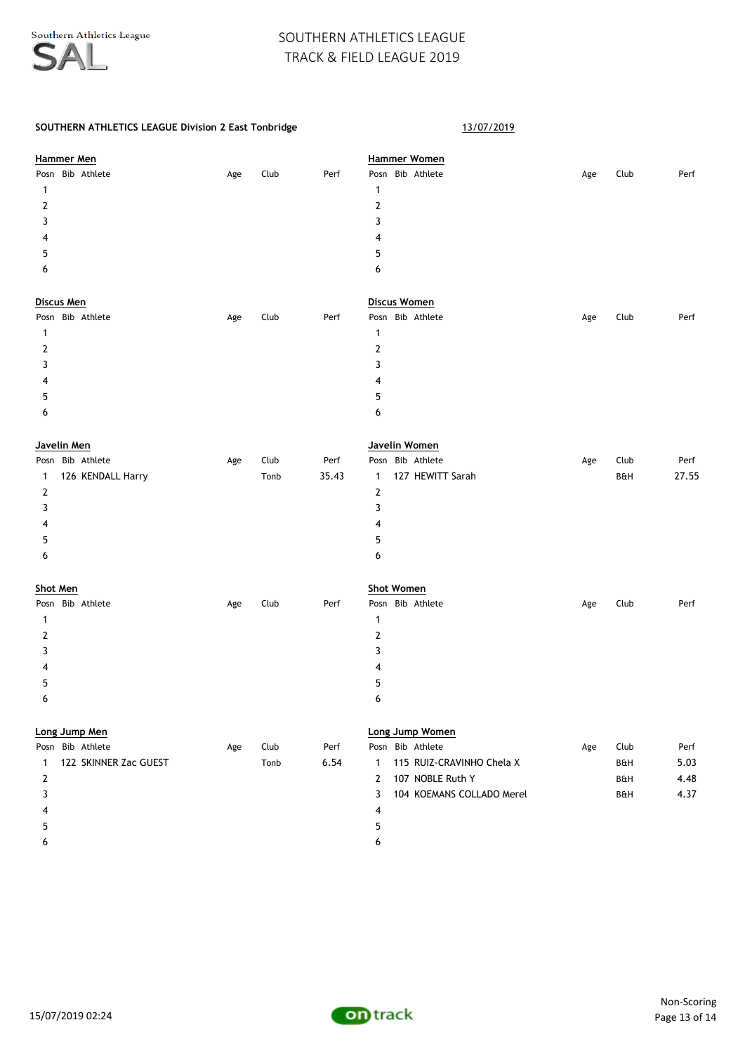SOUTHERN ATHLETICS LEAGUE

TRACK & FIELD LEAGUE 2019

**SOUTHERN ATHLETICS LEAGUE Division 2 East Tonbridge** 13/07/2019

**Hammer Men**

| Posn | Bib | Athlete | Age | Club | Perf |
|---|---|---|---|---|---|
| 1 | | | | | |
| 2 | | | | | |
| 3 | | | | | |
| 4 | | | | | |
| 5 | | | | | |
| 6 | | | | | |

**Hammer Women**

| Posn | Bib | Athlete | Age | Club | Perf |
|---|---|---|---|---|---|
| 1 | | | | | |
| 2 | | | | | |
| 3 | | | | | |
| 4 | | | | | |
| 5 | | | | | |
| 6 | | | | | |

**Discus Men**

| Posn | Bib | Athlete | Age | Club | Perf |
|---|---|---|---|---|---|
| 1 | | | | | |
| 2 | | | | | |
| 3 | | | | | |
| 4 | | | | | |
| 5 | | | | | |
| 6 | | | | | |

**Discus Women**

| Posn | Bib | Athlete | Age | Club | Perf |
|---|---|---|---|---|---|
| 1 | | | | | |
| 2 | | | | | |
| 3 | | | | | |
| 4 | | | | | |
| 5 | | | | | |
| 6 | | | | | |

**Javelin Men**

| Posn | Bib | Athlete | Age | Club | Perf |
|---|---|---|---|---|---|
| 1 | 126 | KENDALL Harry | | Tonb | 35.43 |
| 2 | | | | | |
| 3 | | | | | |
| 4 | | | | | |
| 5 | | | | | |
| 6 | | | | | |

**Javelin Women**

| Posn | Bib | Athlete | Age | Club | Perf |
|---|---|---|---|---|---|
| 1 | 127 | HEWITT Sarah | | B&H | 27.55 |
| 2 | | | | | |
| 3 | | | | | |
| 4 | | | | | |
| 5 | | | | | |
| 6 | | | | | |

**Shot Men**

| Posn | Bib | Athlete | Age | Club | Perf |
|---|---|---|---|---|---|
| 1 | | | | | |
| 2 | | | | | |
| 3 | | | | | |
| 4 | | | | | |
| 5 | | | | | |
| 6 | | | | | |

**Shot Women**

| Posn | Bib | Athlete | Age | Club | Perf |
|---|---|---|---|---|---|
| 1 | | | | | |
| 2 | | | | | |
| 3 | | | | | |
| 4 | | | | | |
| 5 | | | | | |
| 6 | | | | | |

**Long Jump Men**

| Posn | Bib | Athlete | Age | Club | Perf |
|---|---|---|---|---|---|
| 1 | 122 | SKINNER Zac GUEST | | Tonb | 6.54 |
| 2 | | | | | |
| 3 | | | | | |
| 4 | | | | | |
| 5 | | | | | |
| 6 | | | | | |

**Long Jump Women**

| Posn | Bib | Athlete | Age | Club | Perf |
|---|---|---|---|---|---|
| 1 | 115 | RUIZ-CRAVINHO Chela X | | B&H | 5.03 |
| 2 | 107 | NOBLE Ruth Y | | B&H | 4.48 |
| 3 | 104 | KOEMANS COLLADO Merel | | B&H | 4.37 |
| 4 | | | | | |
| 5 | | | | | |
| 6 | | | | | |

Non-Scoring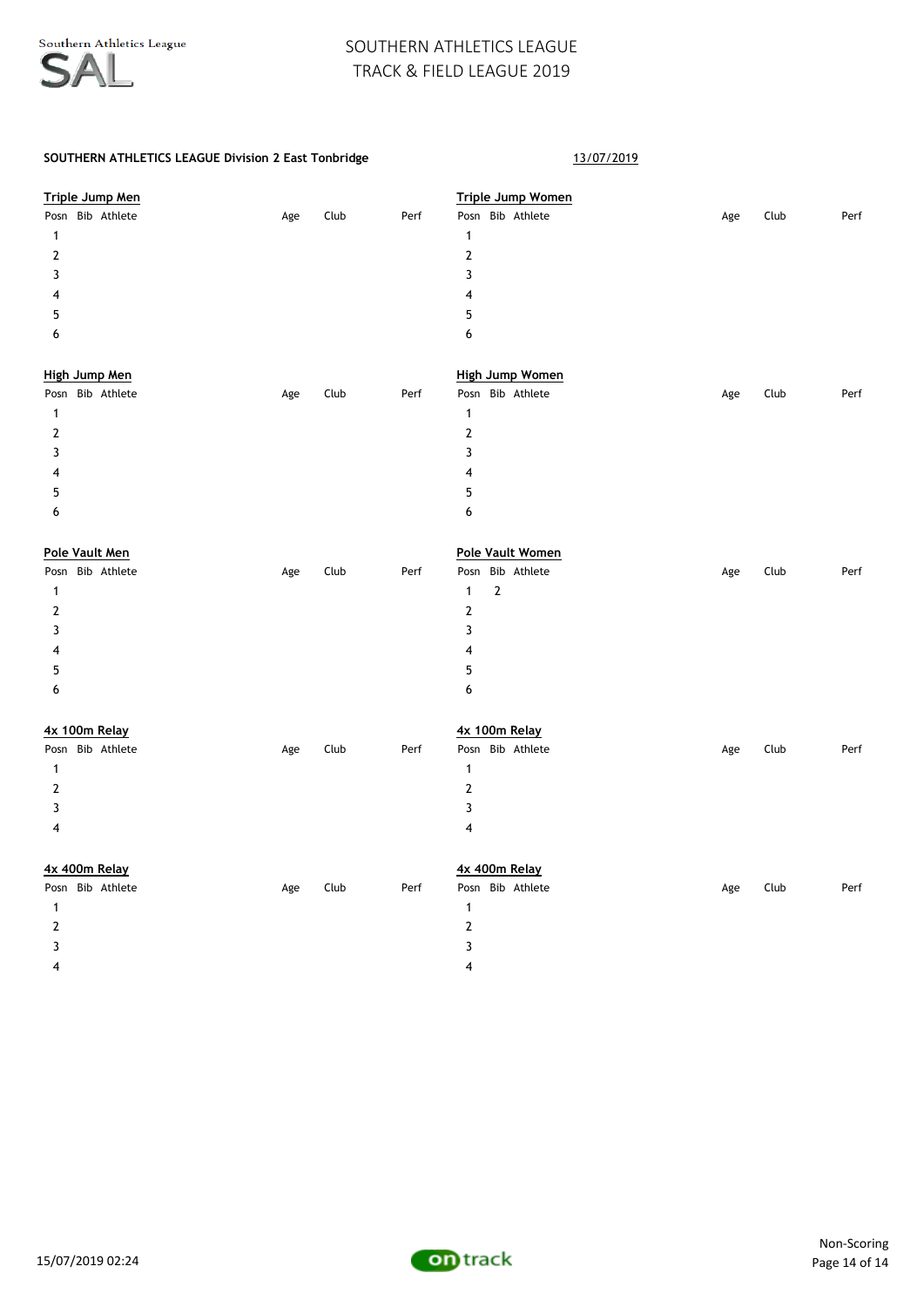SOUTHERN ATHLETICS LEAGUE
TRACK & FIELD LEAGUE 2019

**SOUTHERN ATHLETICS LEAGUE Division 2 East Tonbridge** 13/07/2019

**Triple Jump Men**

| Posn | Bib | Athlete | Age | Club | Perf |
|---|---|---|---|---|---|
| 1 | | | | | |
| 2 | | | | | |
| 3 | | | | | |
| 4 | | | | | |
| 5 | | | | | |
| 6 | | | | | |

**Triple Jump Women**

| Posn | Bib | Athlete | Age | Club | Perf |
|---|---|---|---|---|---|
| 1 | | | | | |
| 2 | | | | | |
| 3 | | | | | |
| 4 | | | | | |
| 5 | | | | | |
| 6 | | | | | |

**High Jump Men**

| Posn | Bib | Athlete | Age | Club | Perf |
|---|---|---|---|---|---|
| 1 | | | | | |
| 2 | | | | | |
| 3 | | | | | |
| 4 | | | | | |
| 5 | | | | | |
| 6 | | | | | |

**High Jump Women**

| Posn | Bib | Athlete | Age | Club | Perf |
|---|---|---|---|---|---|
| 1 | | | | | |
| 2 | | | | | |
| 3 | | | | | |
| 4 | | | | | |
| 5 | | | | | |
| 6 | | | | | |

**Pole Vault Men**

| Posn | Bib | Athlete | Age | Club | Perf |
|---|---|---|---|---|---|
| 1 | | | | | |
| 2 | | | | | |
| 3 | | | | | |
| 4 | | | | | |
| 5 | | | | | |
| 6 | | | | | |

**Pole Vault Women**

| Posn | Bib | Athlete | Age | Club | Perf |
|---|---|---|---|---|---|
| 1 | 2 | | | | |
| 2 | | | | | |
| 3 | | | | | |
| 4 | | | | | |
| 5 | | | | | |
| 6 | | | | | |

**4x 100m Relay**

| Posn | Bib | Athlete | Age | Club | Perf |
|---|---|---|---|---|---|
| 1 | | | | | |
| 2 | | | | | |
| 3 | | | | | |
| 4 | | | | | |

**4x 100m Relay**

| Posn | Bib | Athlete | Age | Club | Perf |
|---|---|---|---|---|---|
| 1 | | | | | |
| 2 | | | | | |
| 3 | | | | | |
| 4 | | | | | |

**4x 400m Relay**

| Posn | Bib | Athlete | Age | Club | Perf |
|---|---|---|---|---|---|
| 1 | | | | | |
| 2 | | | | | |
| 3 | | | | | |
| 4 | | | | | |

**4x 400m Relay**

| Posn | Bib | Athlete | Age | Club | Perf |
|---|---|---|---|---|---|
| 1 | | | | | |
| 2 | | | | | |
| 3 | | | | | |
| 4 | | | | | |

15/07/2019 02:24

Non-Scoring